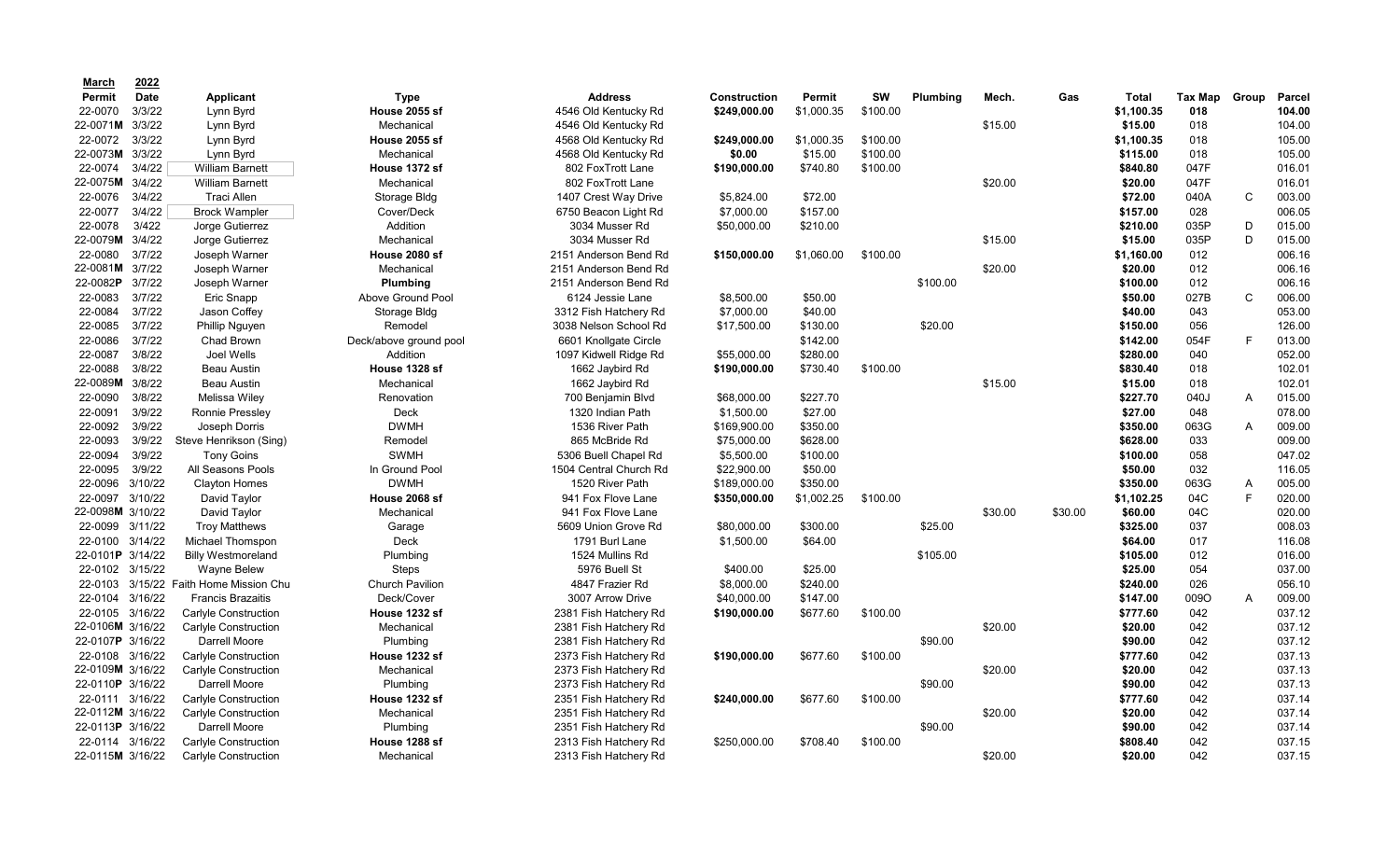| March | 2022 | | | | | | | | | | | | | |
|---|---|---|---|---|---|---|---|---|---|---|---|---|---|---|
| **Permit** | **Date** | **Applicant** | **Type** | **Address** | **Construction** | **Permit** | **SW** | **Plumbing** | **Mech.** | **Gas** | **Total** | **Tax Map** | **Group** | **Parcel** |
| 22-0070 | 3/3/22 | Lynn Byrd | **House 2055 sf** | 4546 Old Kentucky Rd | **$249,000.00** | $1,000.35 | $100.00 | | | | **$1,100.35** | **018** | | 104.00 |
| 22-0071**M** | 3/3/22 | Lynn Byrd | Mechanical | 4546 Old Kentucky Rd | | | | | $15.00 | | **$15.00** | 018 | | 104.00 |
| 22-0072 | 3/3/22 | Lynn Byrd | **House 2055 sf** | 4568 Old Kentucky Rd | **$249,000.00** | $1,000.35 | $100.00 | | | | **$1,100.35** | 018 | | 105.00 |
| 22-0073**M** | 3/3/22 | Lynn Byrd | Mechanical | 4568 Old Kentucky Rd | **$0.00** | $15.00 | $100.00 | | | | **$115.00** | 018 | | 105.00 |
| 22-0074 | 3/4/22 | William Barnett | **House 1372 sf** | 802 FoxTrott Lane | **$190,000.00** | $740.80 | $100.00 | | | | **$840.80** | 047F | | 016.01 |
| 22-0075**M** | 3/4/22 | William Barnett | Mechanical | 802 FoxTrott Lane | | | | | $20.00 | | **$20.00** | 047F | | 016.01 |
| 22-0076 | 3/4/22 | Traci Allen | Storage Bldg | 1407 Crest Way Drive | $5,824.00 | $72.00 | | | | | **$72.00** | 040A | C | 003.00 |
| 22-0077 | 3/4/22 | Brock Wampler | Cover/Deck | 6750 Beacon Light Rd | $7,000.00 | $157.00 | | | | | **$157.00** | 028 | | 006.05 |
| 22-0078 | 3/422 | Jorge Gutierrez | Addition | 3034 Musser Rd | $50,000.00 | $210.00 | | | | | **$210.00** | 035P | D | 015.00 |
| 22-0079**M** | 3/4/22 | Jorge Gutierrez | Mechanical | 3034 Musser Rd | | | | | $15.00 | | **$15.00** | 035P | D | 015.00 |
| 22-0080 | 3/7/22 | Joseph Warner | **House 2080 sf** | 2151 Anderson Bend Rd | **$150,000.00** | $1,060.00 | $100.00 | | | | **$1,160.00** | 012 | | 006.16 |
| 22-0081**M** | 3/7/22 | Joseph Warner | Mechanical | 2151 Anderson Bend Rd | | | | | $20.00 | | **$20.00** | 012 | | 006.16 |
| 22-0082**P** | 3/7/22 | Joseph Warner | **Plumbing** | 2151 Anderson Bend Rd | | | | $100.00 | | | **$100.00** | 012 | | 006.16 |
| 22-0083 | 3/7/22 | Eric Snapp | Above Ground Pool | 6124 Jessie Lane | $8,500.00 | $50.00 | | | | | **$50.00** | 027B | C | 006.00 |
| 22-0084 | 3/7/22 | Jason Coffey | Storage Bldg | 3312 Fish Hatchery Rd | $7,000.00 | $40.00 | | | | | **$40.00** | 043 | | 053.00 |
| 22-0085 | 3/7/22 | Phillip Nguyen | Remodel | 3038 Nelson School Rd | $17,500.00 | $130.00 | | $20.00 | | | **$150.00** | 056 | | 126.00 |
| 22-0086 | 3/7/22 | Chad Brown | Deck/above ground pool | 6601 Knollgate Circle | | $142.00 | | | | | **$142.00** | 054F | F | 013.00 |
| 22-0087 | 3/8/22 | Joel Wells | Addition | 1097 Kidwell Ridge Rd | $55,000.00 | $280.00 | | | | | **$280.00** | 040 | | 052.00 |
| 22-0088 | 3/8/22 | Beau Austin | **House 1328 sf** | 1662 Jaybird Rd | **$190,000.00** | $730.40 | $100.00 | | | | **$830.40** | 018 | | 102.01 |
| 22-0089**M** | 3/8/22 | Beau Austin | Mechanical | 1662 Jaybird Rd | | | | | $15.00 | | **$15.00** | 018 | | 102.01 |
| 22-0090 | 3/8/22 | Melissa Wiley | Renovation | 700 Benjamin Blvd | $68,000.00 | $227.70 | | | | | **$227.70** | 040J | A | 015.00 |
| 22-0091 | 3/9/22 | Ronnie Pressley | Deck | 1320 Indian Path | $1,500.00 | $27.00 | | | | | **$27.00** | 048 | | 078.00 |
| 22-0092 | 3/9/22 | Joseph Dorris | DWMH | 1536 River Path | $169,900.00 | $350.00 | | | | | **$350.00** | 063G | A | 009.00 |
| 22-0093 | 3/9/22 | Steve Henrikson (Sing) | Remodel | 865 McBride Rd | $75,000.00 | $628.00 | | | | | **$628.00** | 033 | | 009.00 |
| 22-0094 | 3/9/22 | Tony Goins | SWMH | 5306 Buell Chapel Rd | $5,500.00 | $100.00 | | | | | **$100.00** | 058 | | 047.02 |
| 22-0095 | 3/9/22 | All Seasons Pools | In Ground Pool | 1504 Central Church Rd | $22,900.00 | $50.00 | | | | | **$50.00** | 032 | | 116.05 |
| 22-0096 | 3/10/22 | Clayton Homes | DWMH | 1520 River Path | $189,000.00 | $350.00 | | | | | **$350.00** | 063G | A | 005.00 |
| 22-0097 | 3/10/22 | David Taylor | **House 2068 sf** | 941 Fox Flove Lane | **$350,000.00** | $1,002.25 | $100.00 | | | | **$1,102.25** | 04C | F | 020.00 |
| 22-0098**M** | 3/10/22 | David Taylor | Mechanical | 941 Fox Flove Lane | | | | | $30.00 | $30.00 | **$60.00** | 04C | | 020.00 |
| 22-0099 | 3/11/22 | Troy Matthews | Garage | 5609 Union Grove Rd | $80,000.00 | $300.00 | | $25.00 | | | **$325.00** | 037 | | 008.03 |
| 22-0100 | 3/14/22 | Michael Thompson | Deck | 1791 Burl Lane | $1,500.00 | $64.00 | | | | | **$64.00** | 017 | | 116.08 |
| 22-0101**P** | 3/14/22 | Billy Westmoreland | Plumbing | 1524 Mullins Rd | | | | $105.00 | | | **$105.00** | 012 | | 016.00 |
| 22-0102 | 3/15/22 | Wayne Belew | Steps | 5976 Buell St | $400.00 | $25.00 | | | | | **$25.00** | 054 | | 037.00 |
| 22-0103 | 3/15/22 | Faith Home Mission Chu | Church Pavilion | 4847 Frazier Rd | $8,000.00 | $240.00 | | | | | **$240.00** | 026 | | 056.10 |
| 22-0104 | 3/16/22 | Francis Brazaitis | Deck/Cover | 3007 Arrow Drive | $40,000.00 | $147.00 | | | | | **$147.00** | 009O | A | 009.00 |
| 22-0105 | 3/16/22 | Carlyle Construction | **House 1232 sf** | 2381 Fish Hatchery Rd | **$190,000.00** | $677.60 | $100.00 | | | | **$777.60** | 042 | | 037.12 |
| 22-0106**M** | 3/16/22 | Carlyle Construction | Mechanical | 2381 Fish Hatchery Rd | | | | | $20.00 | | **$20.00** | 042 | | 037.12 |
| 22-0107**P** | 3/16/22 | Darrell Moore | Plumbing | 2381 Fish Hatchery Rd | | | | $90.00 | | | **$90.00** | 042 | | 037.12 |
| 22-0108 | 3/16/22 | Carlyle Construction | **House 1232 sf** | 2373 Fish Hatchery Rd | **$190,000.00** | $677.60 | $100.00 | | | | **$777.60** | 042 | | 037.13 |
| 22-0109**M** | 3/16/22 | Carlyle Construction | Mechanical | 2373 Fish Hatchery Rd | | | | | $20.00 | | **$20.00** | 042 | | 037.13 |
| 22-0110**P** | 3/16/22 | Darrell Moore | Plumbing | 2373 Fish Hatchery Rd | | | | $90.00 | | | **$90.00** | 042 | | 037.13 |
| 22-0111 | 3/16/22 | Carlyle Construction | **House 1232 sf** | 2351 Fish Hatchery Rd | **$240,000.00** | $677.60 | $100.00 | | | | **$777.60** | 042 | | 037.14 |
| 22-0112**M** | 3/16/22 | Carlyle Construction | Mechanical | 2351 Fish Hatchery Rd | | | | | $20.00 | | **$20.00** | 042 | | 037.14 |
| 22-0113**P** | 3/16/22 | Darrell Moore | Plumbing | 2351 Fish Hatchery Rd | | | | $90.00 | | | **$90.00** | 042 | | 037.14 |
| 22-0114 | 3/16/22 | Carlyle Construction | **House 1288 sf** | 2313 Fish Hatchery Rd | $250,000.00 | $708.40 | $100.00 | | | | **$808.40** | 042 | | 037.15 |
| 22-0115**M** | 3/16/22 | Carlyle Construction | Mechanical | 2313 Fish Hatchery Rd | | | | | $20.00 | | **$20.00** | 042 | | 037.15 |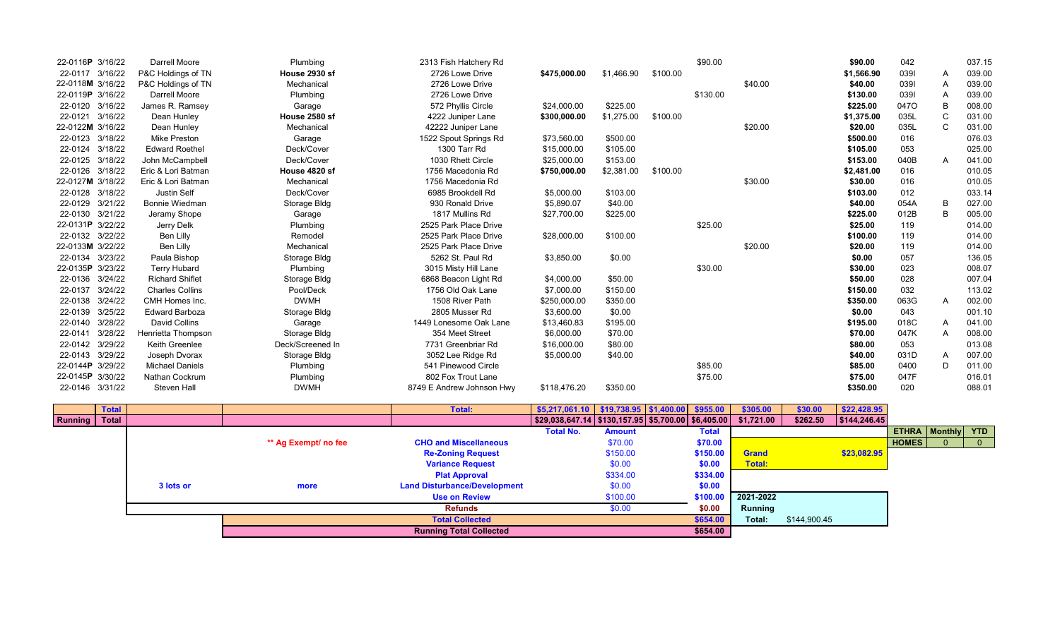| | | | | | | | | | | | | | | | |
|---|---|---|---|---|---|---|---|---|---|---|---|---|---|---|---|
| 22-0116**P** | 3/16/22 | Darrell Moore | Plumbing | 2313 Fish Hatchery Rd | | | | $90.00 | | | **$90.00** | 042 | | 037.15 |
| 22-0117 | 3/16/22 | P&C Holdings of TN | **House 2930 sf** | 2726 Lowe Drive | **$475,000.00** | $1,466.90 | $100.00 | | | | **$1,566.90** | 039I | A | 039.00 |
| 22-0118**M** | 3/16/22 | P&C Holdings of TN | Mechanical | 2726 Lowe Drive | | | | | $40.00 | | **$40.00** | 039I | A | 039.00 |
| 22-0119**P** | 3/16/22 | Darrell Moore | Plumbing | 2726 Lowe Drive | | | | $130.00 | | | **$130.00** | 039I | A | 039.00 |
| 22-0120 | 3/16/22 | James R. Ramsey | Garage | 572 Phyllis Circle | $24,000.00 | $225.00 | | | | | **$225.00** | 047O | B | 008.00 |
| 22-0121 | 3/16/22 | Dean Hunley | **House 2580 sf** | 4222 Juniper Lane | **$300,000.00** | $1,275.00 | $100.00 | | | | **$1,375.00** | 035L | C | 031.00 |
| 22-0122**M** | 3/16/22 | Dean Hunley | Mechanical | 42222 Juniper Lane | | | | | $20.00 | | **$20.00** | 035L | C | 031.00 |
| 22-0123 | 3/18/22 | Mike Preston | Garage | 1522 Spout Springs Rd | $73,560.00 | $500.00 | | | | | **$500.00** | 016 | | 076.03 |
| 22-0124 | 3/18/22 | Edward Roethel | Deck/Cover | 1300 Tarr Rd | $15,000.00 | $105.00 | | | | | **$105.00** | 053 | | 025.00 |
| 22-0125 | 3/18/22 | John McCampbell | Deck/Cover | 1030 Rhett Circle | $25,000.00 | $153.00 | | | | | **$153.00** | 040B | A | 041.00 |
| 22-0126 | 3/18/22 | Eric & Lori Batman | **House 4820 sf** | 1756 Macedonia Rd | **$750,000.00** | $2,381.00 | $100.00 | | | | **$2,481.00** | 016 | | 010.05 |
| 22-0127**M** | 3/18/22 | Eric & Lori Batman | Mechanical | 1756 Macedonia Rd | | | | | $30.00 | | **$30.00** | 016 | | 010.05 |
| 22-0128 | 3/18/22 | Justin Self | Deck/Cover | 6985 Brookdell Rd | $5,000.00 | $103.00 | | | | | **$103.00** | 012 | | 033.14 |
| 22-0129 | 3/21/22 | Bonnie Wiedman | Storage Bldg | 930 Ronald Drive | $5,890.07 | $40.00 | | | | | **$40.00** | 054A | B | 027.00 |
| 22-0130 | 3/21/22 | Jeramy Shope | Garage | 1817 Mullins Rd | $27,700.00 | $225.00 | | | | | **$225.00** | 012B | B | 005.00 |
| 22-0131**P** | 3/22/22 | Jerry Delk | Plumbing | 2525 Park Place Drive | | | | $25.00 | | | **$25.00** | 119 | | 014.00 |
| 22-0132 | 3/22/22 | Ben Lilly | Remodel | 2525 Park Place Drive | $28,000.00 | $100.00 | | | | | **$100.00** | 119 | | 014.00 |
| 22-0133**M** | 3/22/22 | Ben Lilly | Mechanical | 2525 Park Place Drive | | | | | $20.00 | | **$20.00** | 119 | | 014.00 |
| 22-0134 | 3/23/22 | Paula Bishop | Storage Bldg | 5262 St. Paul Rd | $3,850.00 | $0.00 | | | | | **$0.00** | 057 | | 136.05 |
| 22-0135**P** | 3/23/22 | Terry Hubard | Plumbing | 3015 Misty Hill Lane | | | | $30.00 | | | **$30.00** | 023 | | 008.07 |
| 22-0136 | 3/24/22 | Richard Shiflet | Storage Bldg | 6868 Beacon Light Rd | $4,000.00 | $50.00 | | | | | **$50.00** | 028 | | 007.04 |
| 22-0137 | 3/24/22 | Charles Collins | Pool/Deck | 1756 Old Oak Lane | $7,000.00 | $150.00 | | | | | **$150.00** | 032 | | 113.02 |
| 22-0138 | 3/24/22 | CMH Homes Inc. | DWMH | 1508 River Path | $250,000.00 | $350.00 | | | | | **$350.00** | 063G | A | 002.00 |
| 22-0139 | 3/25/22 | Edward Barboza | Storage Bldg | 2805 Musser Rd | $3,600.00 | $0.00 | | | | | **$0.00** | 043 | | 001.10 |
| 22-0140 | 3/28/22 | David Collins | Garage | 1449 Lonesome Oak Lane | $13,460.83 | $195.00 | | | | | **$195.00** | 018C | A | 041.00 |
| 22-0141 | 3/28/22 | Henrietta Thompson | Storage Bldg | 354 Meet Street | $6,000.00 | $70.00 | | | | | **$70.00** | 047K | A | 008.00 |
| 22-0142 | 3/29/22 | Keith Greenlee | Deck/Screened In | 7731 Greenbriar Rd | $16,000.00 | $80.00 | | | | | **$80.00** | 053 | | 013.08 |
| 22-0143 | 3/29/22 | Joseph Dvorax | Storage Bldg | 3052 Lee Ridge Rd | $5,000.00 | $40.00 | | | | | **$40.00** | 031D | A | 007.00 |
| 22-0144**P** | 3/29/22 | Michael Daniels | Plumbing | 541 Pinewood Circle | | | | $85.00 | | | **$85.00** | 0400 | D | 011.00 |
| 22-0145**P** | 3/30/22 | Nathan Cockrum | Plumbing | 802 Fox Trout Lane | | | | $75.00 | | | **$75.00** | 047F | | 016.01 |
| 22-0146 | 3/31/22 | Steven Hall | DWMH | 8749 E Andrew Johnson Hwy | $118,476.20 | $350.00 | | | | | **$350.00** | 020 | | 088.01 |
| | **Total** | | | **Total:** | **$5,217,061.10** | **$19,738.95** | **$1,400.00** | **$955.00** | **$305.00** | **$30.00** | **$22,428.95** | | | |
| **Running** | **Total** | | | | **$29,038,647.14** | **$130,157.95** | **$5,700.00** | **$6,405.00** | **$1,721.00** | **$262.50** | **$144,246.45** | | | |

| | | | | | |
|---|---|---|---|---|---|
| | | **Total No.** | **Amount** | **Total** | |
| ** Ag Exempt/ no fee | **CHO and Miscellaneous** | | $70.00 | **$70.00** | |
| | **Re-Zoning Request** | | $150.00 | **$150.00** | **Grand Total:** **$23,082.95** |
| | **Variance Request** | | $0.00 | **$0.00** | |
| | **Plat Approval** | | $334.00 | **$334.00** | |
| **3 lots or more** | **Land Disturbance/Development** | | $0.00 | **$0.00** | |
| | **Use on Review** | | $100.00 | **$100.00** | **2021-2022 Running Total:** $144,900.45 |
| | **Refunds** | | $0.00 | **$0.00** | |
| | **Total Collected** | | | **$654.00** | |
| | **Running Total Collected** | | | **$654.00** | |

| ETHRA | Monthly | YTD |
|---|---|---|
| HOMES | 0 | 0 |